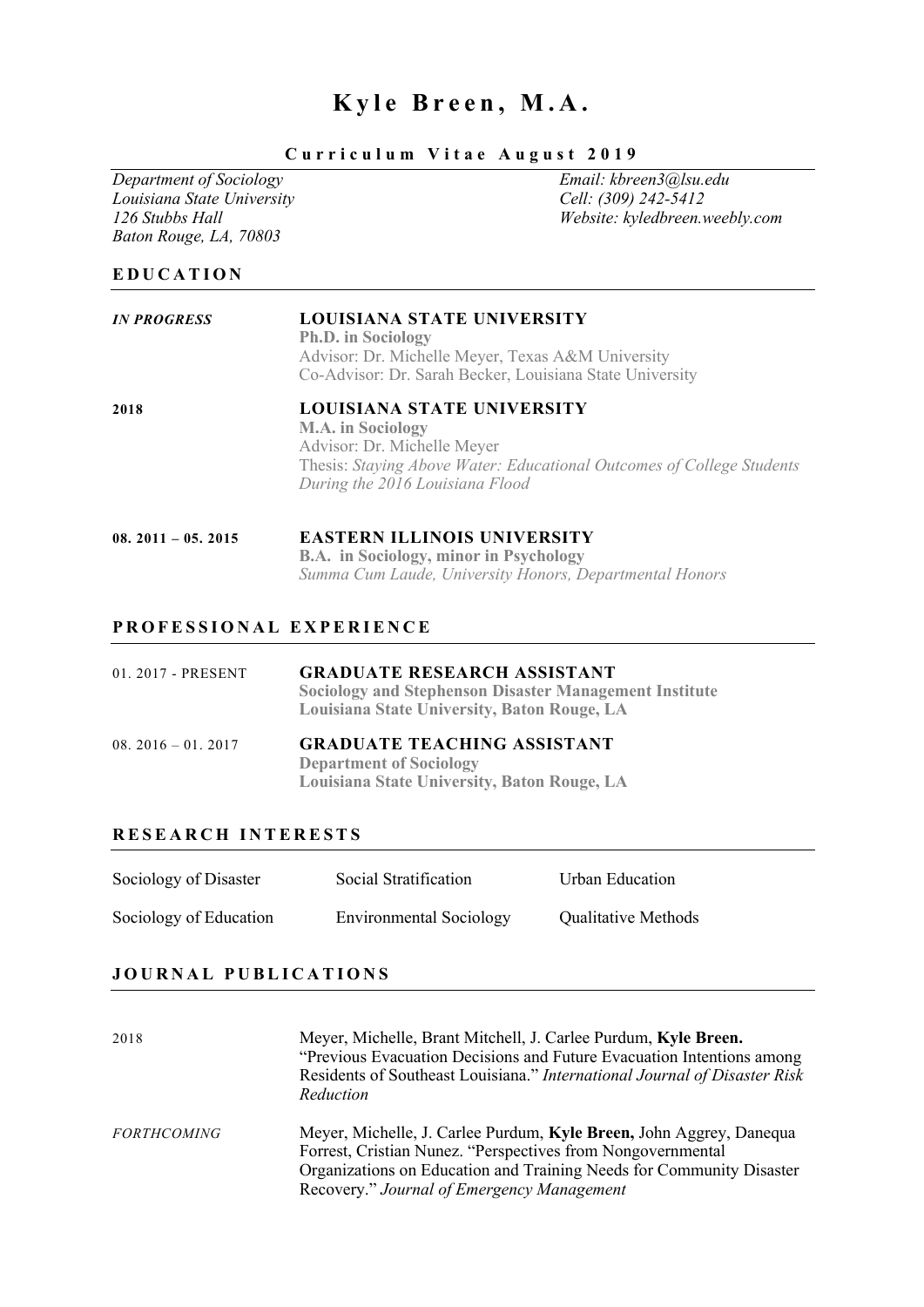# Kyle Breen, M.A.

**Curriculum Vitae August 2019**

*Department of Sociology*
*Louisiana State University*
*126 Stubbs Hall*
*Baton Rouge, LA, 70803*

*Email: kbreen3@lsu.edu*
*Cell: (309) 242-5412*
*Website: kyledbreen.weebly.com*

## EDUCATION

***IN PROGRESS*** — **LOUISIANA STATE UNIVERSITY**
**Ph.D. in Sociology**
Advisor: Dr. Michelle Meyer, Texas A&M University
Co-Advisor: Dr. Sarah Becker, Louisiana State University

**2018** — **LOUISIANA STATE UNIVERSITY**
**M.A. in Sociology**
Advisor: Dr. Michelle Meyer
Thesis: *Staying Above Water: Educational Outcomes of College Students During the 2016 Louisiana Flood*

**08. 2011 – 05. 2015** — **EASTERN ILLINOIS UNIVERSITY**
**B.A. in Sociology, minor in Psychology**
*Summa Cum Laude, University Honors, Departmental Honors*

## PROFESSIONAL EXPERIENCE

01. 2017 - PRESENT — **GRADUATE RESEARCH ASSISTANT**
**Sociology and Stephenson Disaster Management Institute**
**Louisiana State University, Baton Rouge, LA**

08. 2016 – 01. 2017 — **GRADUATE TEACHING ASSISTANT**
**Department of Sociology**
**Louisiana State University, Baton Rouge, LA**

## RESEARCH INTERESTS

| | | |
|---|---|---|
| Sociology of Disaster | Social Stratification | Urban Education |
| Sociology of Education | Environmental Sociology | Qualitative Methods |

## JOURNAL PUBLICATIONS

2018 — Meyer, Michelle, Brant Mitchell, J. Carlee Purdum, **Kyle Breen.** "Previous Evacuation Decisions and Future Evacuation Intentions among Residents of Southeast Louisiana." *International Journal of Disaster Risk Reduction*

*FORTHCOMING* — Meyer, Michelle, J. Carlee Purdum, **Kyle Breen,** John Aggrey, Danequa Forrest, Cristian Nunez. "Perspectives from Nongovernmental Organizations on Education and Training Needs for Community Disaster Recovery." *Journal of Emergency Management*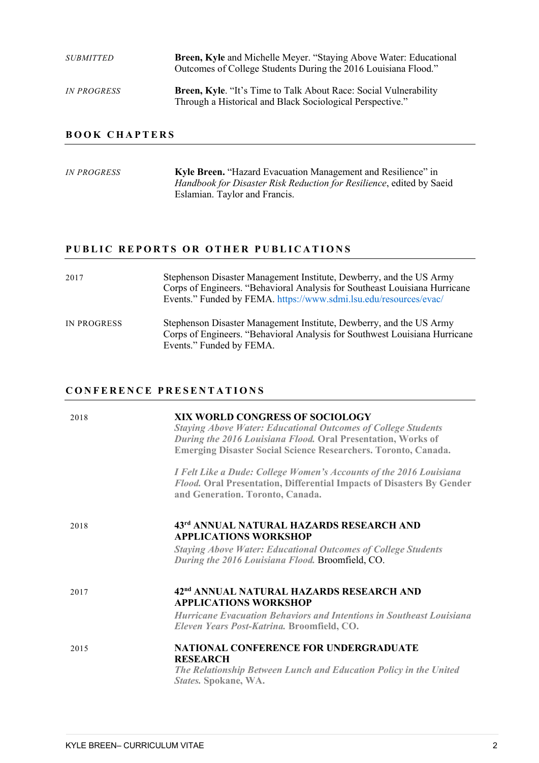*SUBMITTED* — **Breen, Kyle** and Michelle Meyer. "Staying Above Water: Educational Outcomes of College Students During the 2016 Louisiana Flood."

*IN PROGRESS* — **Breen, Kyle**. "It's Time to Talk About Race: Social Vulnerability Through a Historical and Black Sociological Perspective."

## BOOK CHAPTERS

*IN PROGRESS* — **Kyle Breen.** "Hazard Evacuation Management and Resilience" in *Handbook for Disaster Risk Reduction for Resilience*, edited by Saeid Eslamian. Taylor and Francis.

## PUBLIC REPORTS OR OTHER PUBLICATIONS

2017 — Stephenson Disaster Management Institute, Dewberry, and the US Army Corps of Engineers. "Behavioral Analysis for Southeast Louisiana Hurricane Events." Funded by FEMA. https://www.sdmi.lsu.edu/resources/evac/

IN PROGRESS — Stephenson Disaster Management Institute, Dewberry, and the US Army Corps of Engineers. "Behavioral Analysis for Southwest Louisiana Hurricane Events." Funded by FEMA.

## CONFERENCE PRESENTATIONS

2018 — **XIX WORLD CONGRESS OF SOCIOLOGY**

***Staying Above Water: Educational Outcomes of College Students During the 2016 Louisiana Flood.*** **Oral Presentation, Works of Emerging Disaster Social Science Researchers. Toronto, Canada.**

***I Felt Like a Dude: College Women's Accounts of the 2016 Louisiana Flood.*** **Oral Presentation, Differential Impacts of Disasters By Gender and Generation. Toronto, Canada.**

2018 — **43rd ANNUAL NATURAL HAZARDS RESEARCH AND APPLICATIONS WORKSHOP**

***Staying Above Water: Educational Outcomes of College Students During the 2016 Louisiana Flood.*** Broomfield, CO.

2017 — **42nd ANNUAL NATURAL HAZARDS RESEARCH AND APPLICATIONS WORKSHOP**

***Hurricane Evacuation Behaviors and Intentions in Southeast Louisiana Eleven Years Post-Katrina.*** **Broomfield, CO.**

2015 — **NATIONAL CONFERENCE FOR UNDERGRADUATE RESEARCH**

***The Relationship Between Lunch and Education Policy in the United States.*** **Spokane, WA.**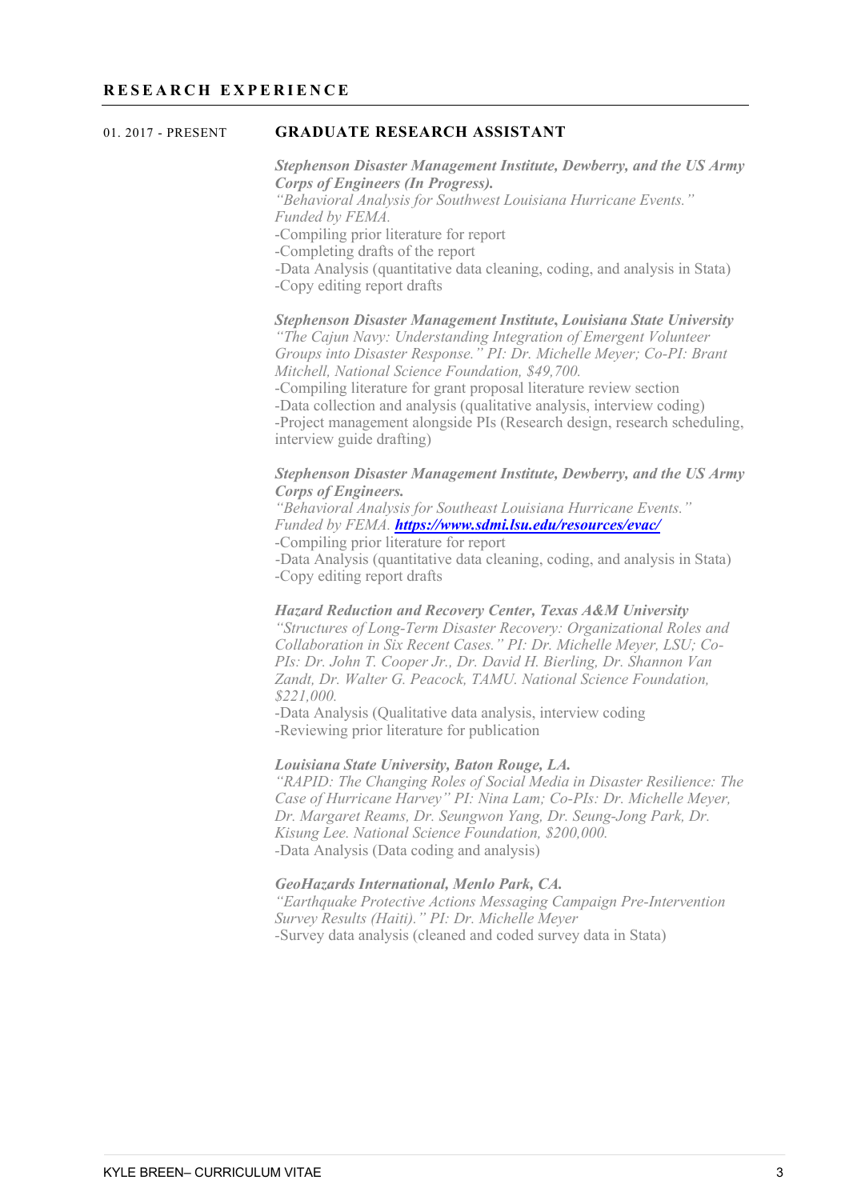## RESEARCH EXPERIENCE

01. 2017 - PRESENT **GRADUATE RESEARCH ASSISTANT**

***Stephenson Disaster Management Institute, Dewberry, and the US Army Corps of Engineers (In Progress).***
*"Behavioral Analysis for Southwest Louisiana Hurricane Events." Funded by FEMA.*
-Compiling prior literature for report
-Completing drafts of the report
-Data Analysis (quantitative data cleaning, coding, and analysis in Stata)
-Copy editing report drafts

***Stephenson Disaster Management Institute, Louisiana State University***
*"The Cajun Navy: Understanding Integration of Emergent Volunteer Groups into Disaster Response." PI: Dr. Michelle Meyer; Co-PI: Brant Mitchell, National Science Foundation, $49,700.*
-Compiling literature for grant proposal literature review section
-Data collection and analysis (qualitative analysis, interview coding)
-Project management alongside PIs (Research design, research scheduling, interview guide drafting)

***Stephenson Disaster Management Institute, Dewberry, and the US Army Corps of Engineers.***
*"Behavioral Analysis for Southeast Louisiana Hurricane Events." Funded by FEMA.* ***https://www.sdmi.lsu.edu/resources/evac/***
-Compiling prior literature for report
-Data Analysis (quantitative data cleaning, coding, and analysis in Stata)
-Copy editing report drafts

***Hazard Reduction and Recovery Center, Texas A&M University***
*"Structures of Long-Term Disaster Recovery: Organizational Roles and Collaboration in Six Recent Cases." PI: Dr. Michelle Meyer, LSU; Co-PIs: Dr. John T. Cooper Jr., Dr. David H. Bierling, Dr. Shannon Van Zandt, Dr. Walter G. Peacock, TAMU. National Science Foundation, $221,000.*
-Data Analysis (Qualitative data analysis, interview coding
-Reviewing prior literature for publication

***Louisiana State University, Baton Rouge, LA.***
*"RAPID: The Changing Roles of Social Media in Disaster Resilience: The Case of Hurricane Harvey" PI: Nina Lam; Co-PIs: Dr. Michelle Meyer, Dr. Margaret Reams, Dr. Seungwon Yang, Dr. Seung-Jong Park, Dr. Kisung Lee. National Science Foundation, $200,000.*
-Data Analysis (Data coding and analysis)

***GeoHazards International, Menlo Park, CA.***
*"Earthquake Protective Actions Messaging Campaign Pre-Intervention Survey Results (Haiti)." PI: Dr. Michelle Meyer*
-Survey data analysis (cleaned and coded survey data in Stata)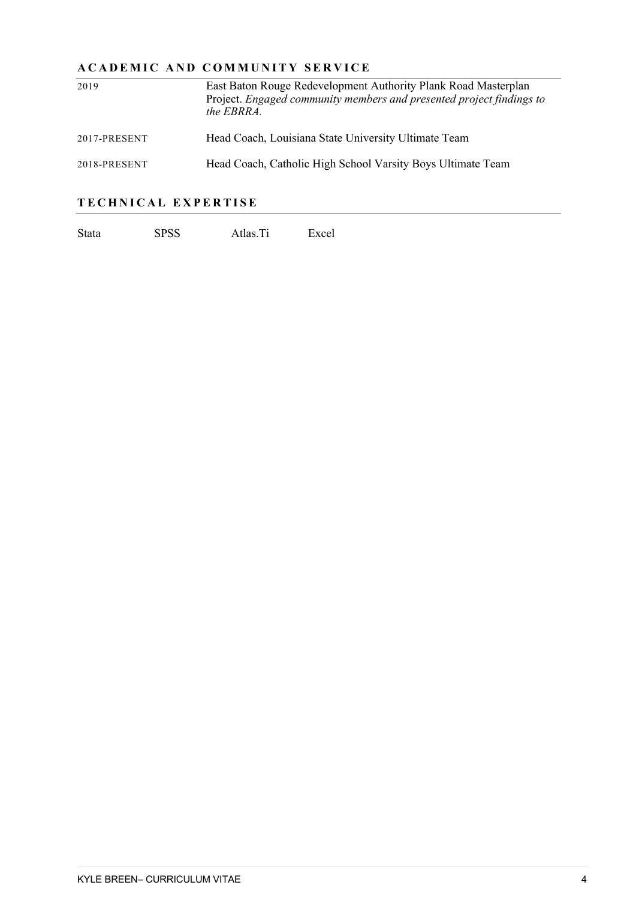## ACADEMIC AND COMMUNITY SERVICE

| | |
|---|---|
| 2019 | East Baton Rouge Redevelopment Authority Plank Road Masterplan Project. *Engaged community members and presented project findings to the EBRRA.* |
| 2017-PRESENT | Head Coach, Louisiana State University Ultimate Team |
| 2018-PRESENT | Head Coach, Catholic High School Varsity Boys Ultimate Team |

## TECHNICAL EXPERTISE

Stata SPSS Atlas.Ti Excel